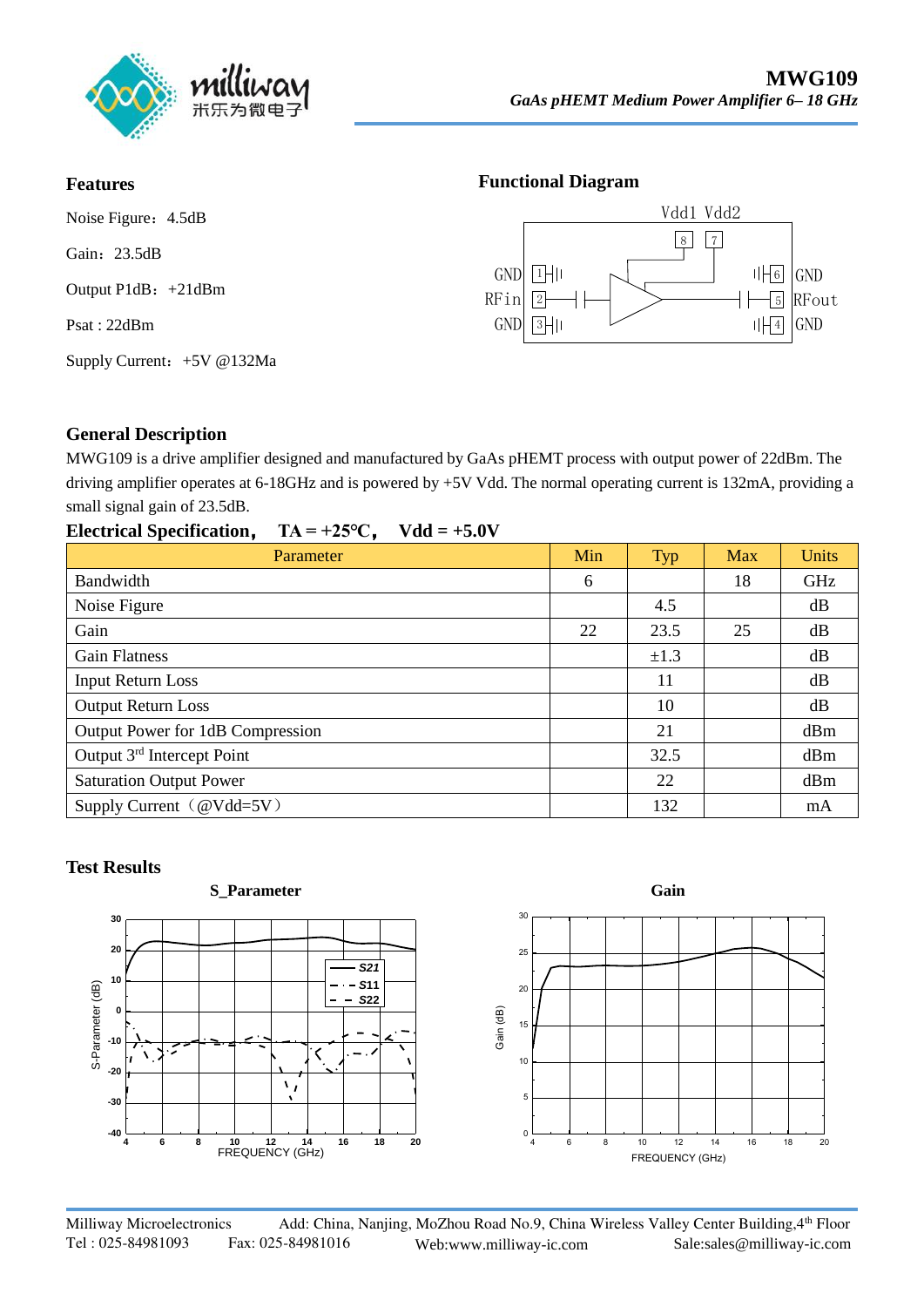# MWG109

*GaAs pHEMT Medium Power Amplifier 6– 18 GHz*

## Features

Noise Figure：4.5dB

Gain：23.5dB

Output P1dB：+21dBm

Psat : 22dBm

Supply Current：+5V @132Ma

## Functional Diagram

Vdd1 Vdd2

8 7

GND 1 | 6 GND

RFin 2 | 5 RFout

GND 3 | 4 GND

## General Description

MWG109 is a drive amplifier designed and manufactured by GaAs pHEMT process with output power of 22dBm. The driving amplifier operates at 6-18GHz and is powered by +5V Vdd. The normal operating current is 132mA, providing a small signal gain of 23.5dB.

## Electrical Specification， TA = +25℃， Vdd = +5.0V

| Parameter | Min | Typ | Max | Units |
|---|---|---|---|---|
| Bandwidth | 6 | | 18 | GHz |
| Noise Figure | | 4.5 | | dB |
| Gain | 22 | 23.5 | 25 | dB |
| Gain Flatness | | ±1.3 | | dB |
| Input Return Loss | | 11 | | dB |
| Output Return Loss | | 10 | | dB |
| Output Power for 1dB Compression | | 21 | | dBm |
| Output 3rd Intercept Point | | 32.5 | | dBm |
| Saturation Output Power | | 22 | | dBm |
| Supply Current（@Vdd=5V） | | 132 | | mA |

## Test Results

**S_Parameter**

S-Parameter (dB) vs FREQUENCY (GHz) — S21, S11, S22

**Gain**

Gain (dB) vs FREQUENCY (GHz)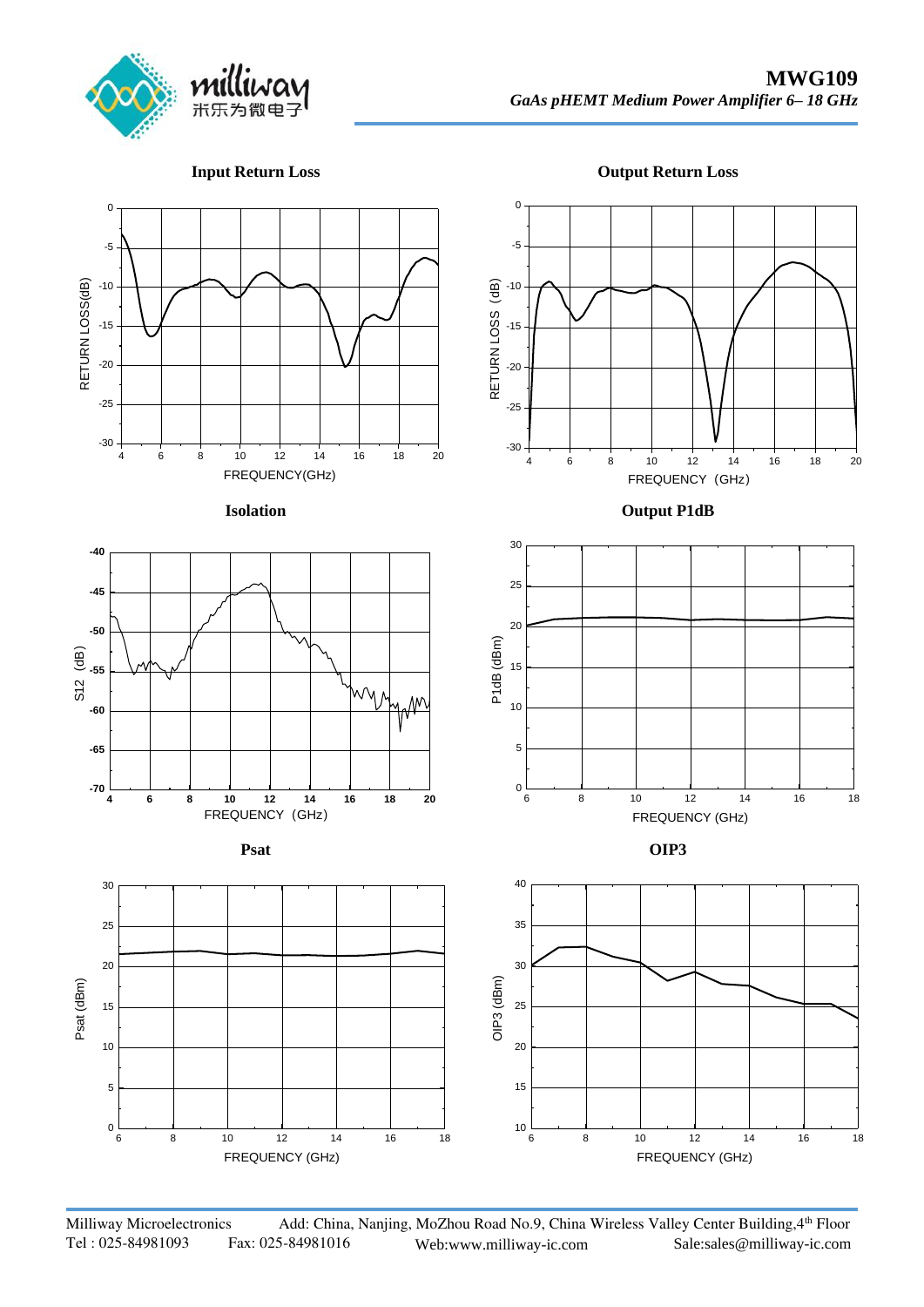## Input Return Loss

## Output Return Loss

## Isolation

## Output P1dB

## Psat

## OIP3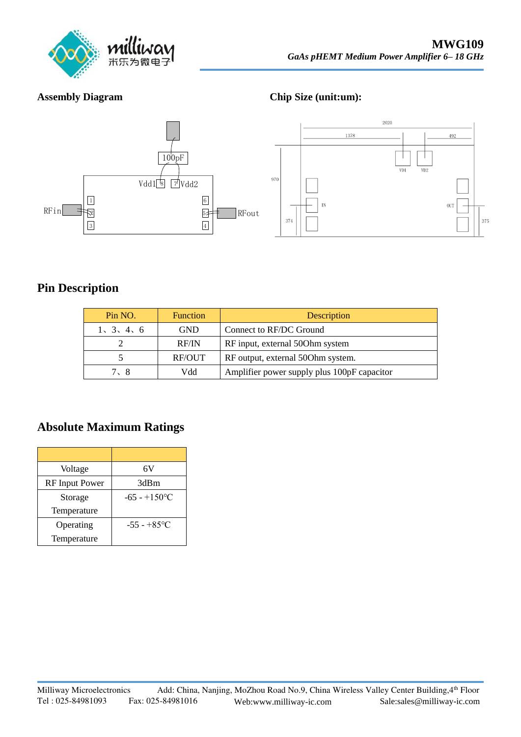## Assembly Diagram

100pF

Vdd1 8 7 Vdd2

RFin 1 2 3

6 5 4 RFout

## Chip Size (unit:um):

2020

1378

492

VD1 VD2

970

IN

OUT

374

375

## Pin Description

| Pin NO. | Function | Description |
|---|---|---|
| 1、3、4、6 | GND | Connect to RF/DC Ground |
| 2 | RF/IN | RF input, external 50Ohm system |
| 5 | RF/OUT | RF output, external 50Ohm system. |
| 7、8 | Vdd | Amplifier power supply plus 100pF capacitor |

## Absolute Maximum Ratings

| | |
|---|---|
| Voltage | 6V |
| RF Input Power | 3dBm |
| Storage Temperature | -65 - +150°C |
| Operating Temperature | -55 - +85°C |